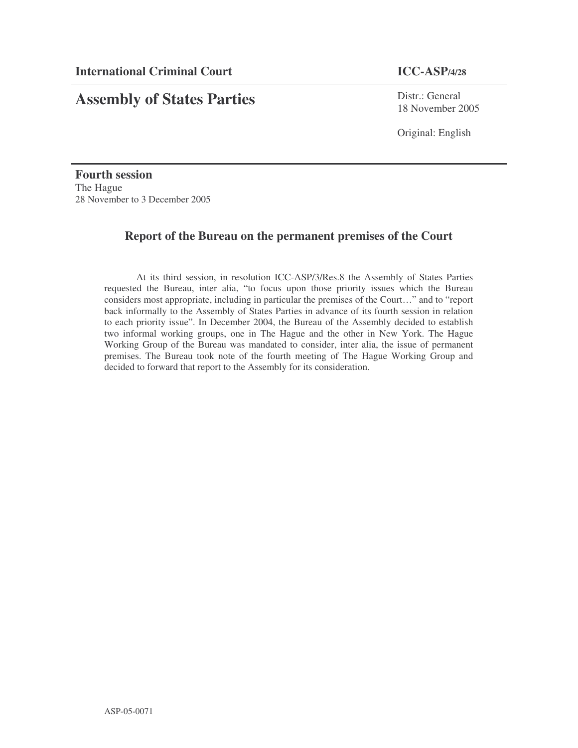**International Criminal Court** **ICC-ASP/4/28**

# Assembly of States Parties

Distr.: General
18 November 2005

Original: English

**Fourth session**
The Hague
28 November to 3 December 2005

## Report of the Bureau on the permanent premises of the Court

At its third session, in resolution ICC-ASP/3/Res.8 the Assembly of States Parties requested the Bureau, inter alia, "to focus upon those priority issues which the Bureau considers most appropriate, including in particular the premises of the Court…" and to "report back informally to the Assembly of States Parties in advance of its fourth session in relation to each priority issue". In December 2004, the Bureau of the Assembly decided to establish two informal working groups, one in The Hague and the other in New York. The Hague Working Group of the Bureau was mandated to consider, inter alia, the issue of permanent premises. The Bureau took note of the fourth meeting of The Hague Working Group and decided to forward that report to the Assembly for its consideration.

ASP-05-0071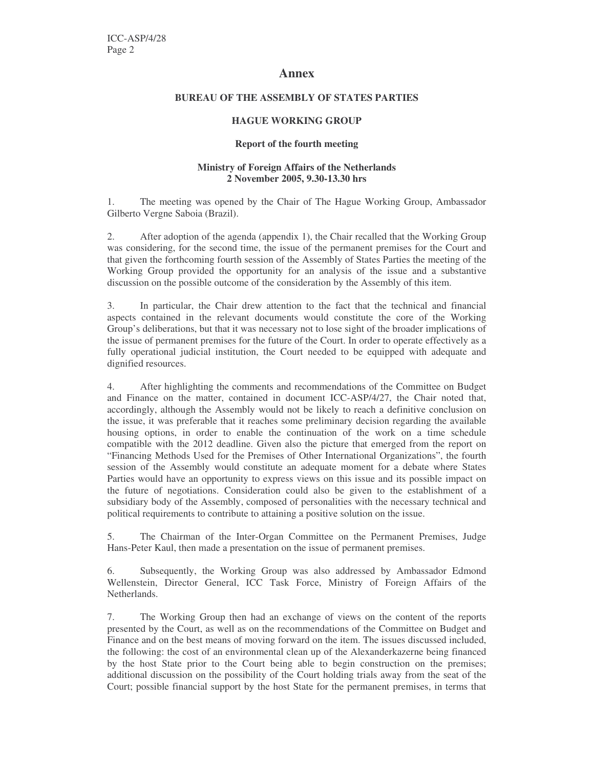# Annex

## BUREAU OF THE ASSEMBLY OF STATES PARTIES

## HAGUE WORKING GROUP

### Report of the fourth meeting

**Ministry of Foreign Affairs of the Netherlands**
**2 November 2005, 9.30-13.30 hrs**

1. The meeting was opened by the Chair of The Hague Working Group, Ambassador Gilberto Vergne Saboia (Brazil).

2. After adoption of the agenda (appendix 1), the Chair recalled that the Working Group was considering, for the second time, the issue of the permanent premises for the Court and that given the forthcoming fourth session of the Assembly of States Parties the meeting of the Working Group provided the opportunity for an analysis of the issue and a substantive discussion on the possible outcome of the consideration by the Assembly of this item.

3. In particular, the Chair drew attention to the fact that the technical and financial aspects contained in the relevant documents would constitute the core of the Working Group's deliberations, but that it was necessary not to lose sight of the broader implications of the issue of permanent premises for the future of the Court. In order to operate effectively as a fully operational judicial institution, the Court needed to be equipped with adequate and dignified resources.

4. After highlighting the comments and recommendations of the Committee on Budget and Finance on the matter, contained in document ICC-ASP/4/27, the Chair noted that, accordingly, although the Assembly would not be likely to reach a definitive conclusion on the issue, it was preferable that it reaches some preliminary decision regarding the available housing options, in order to enable the continuation of the work on a time schedule compatible with the 2012 deadline. Given also the picture that emerged from the report on "Financing Methods Used for the Premises of Other International Organizations", the fourth session of the Assembly would constitute an adequate moment for a debate where States Parties would have an opportunity to express views on this issue and its possible impact on the future of negotiations. Consideration could also be given to the establishment of a subsidiary body of the Assembly, composed of personalities with the necessary technical and political requirements to contribute to attaining a positive solution on the issue.

5. The Chairman of the Inter-Organ Committee on the Permanent Premises, Judge Hans-Peter Kaul, then made a presentation on the issue of permanent premises.

6. Subsequently, the Working Group was also addressed by Ambassador Edmond Wellenstein, Director General, ICC Task Force, Ministry of Foreign Affairs of the Netherlands.

7. The Working Group then had an exchange of views on the content of the reports presented by the Court, as well as on the recommendations of the Committee on Budget and Finance and on the best means of moving forward on the item. The issues discussed included, the following: the cost of an environmental clean up of the Alexanderkazerne being financed by the host State prior to the Court being able to begin construction on the premises; additional discussion on the possibility of the Court holding trials away from the seat of the Court; possible financial support by the host State for the permanent premises, in terms that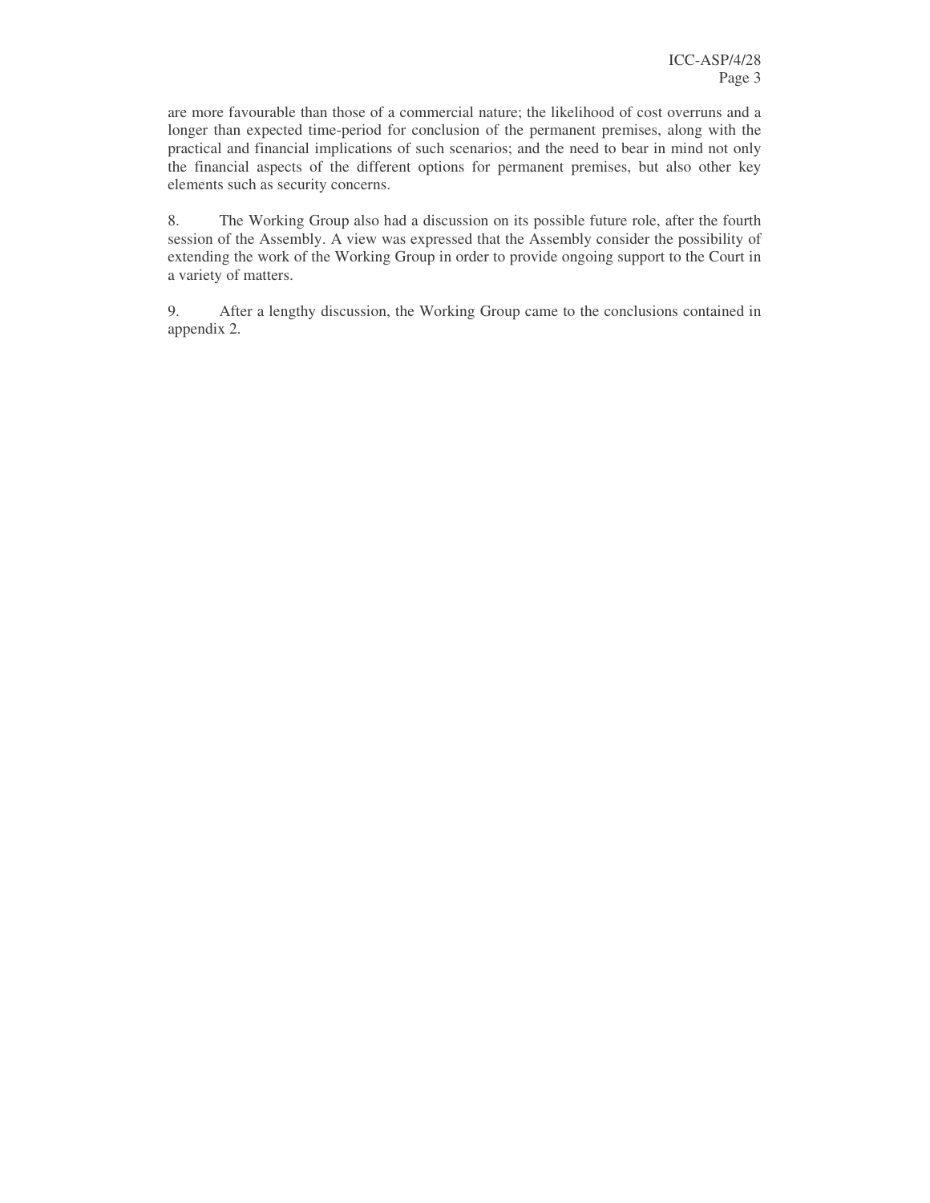are more favourable than those of a commercial nature; the likelihood of cost overruns and a longer than expected time-period for conclusion of the permanent premises, along with the practical and financial implications of such scenarios; and the need to bear in mind not only the financial aspects of the different options for permanent premises, but also other key elements such as security concerns.

8. The Working Group also had a discussion on its possible future role, after the fourth session of the Assembly. A view was expressed that the Assembly consider the possibility of extending the work of the Working Group in order to provide ongoing support to the Court in a variety of matters.

9. After a lengthy discussion, the Working Group came to the conclusions contained in appendix 2.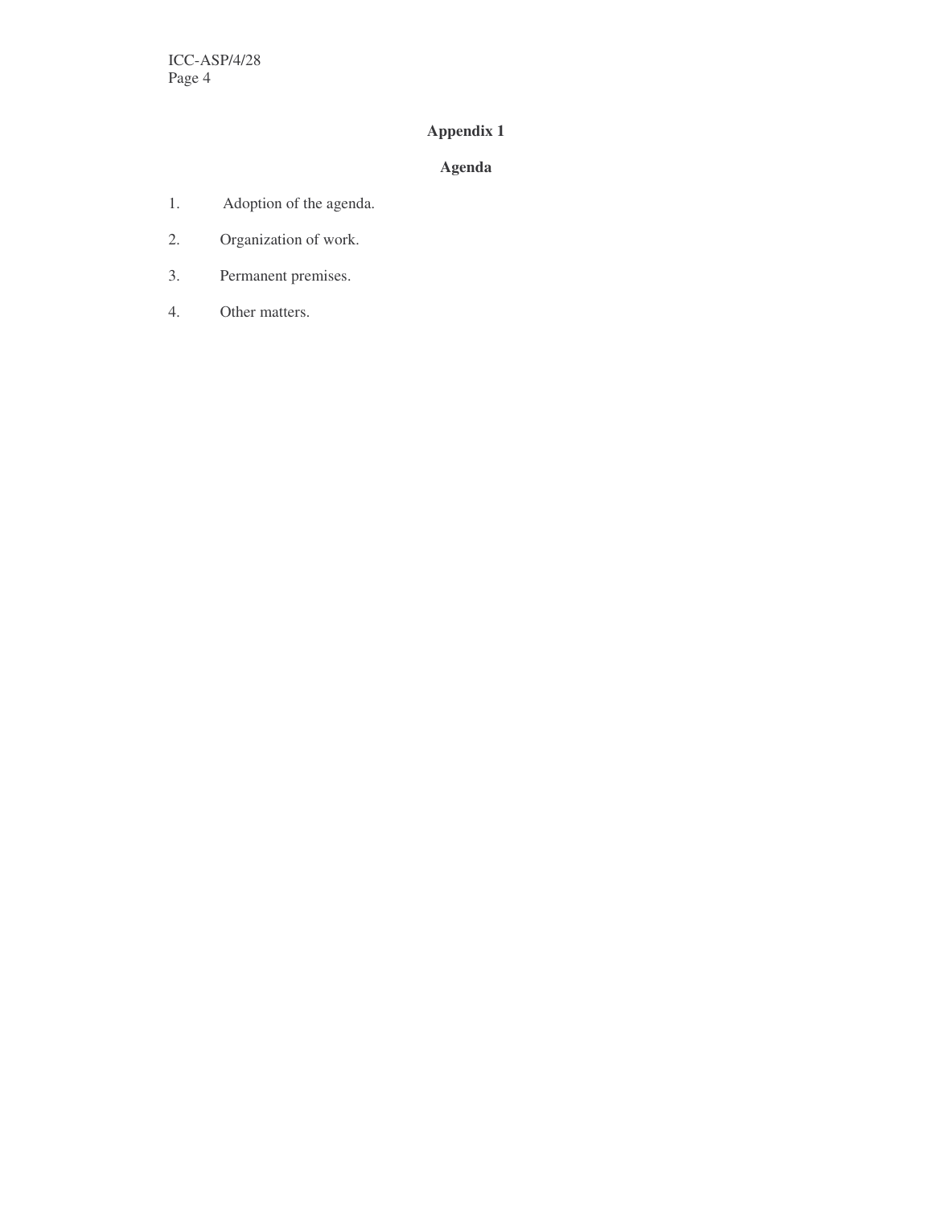## Appendix 1

### Agenda

1. Adoption of the agenda.

2. Organization of work.

3. Permanent premises.

4. Other matters.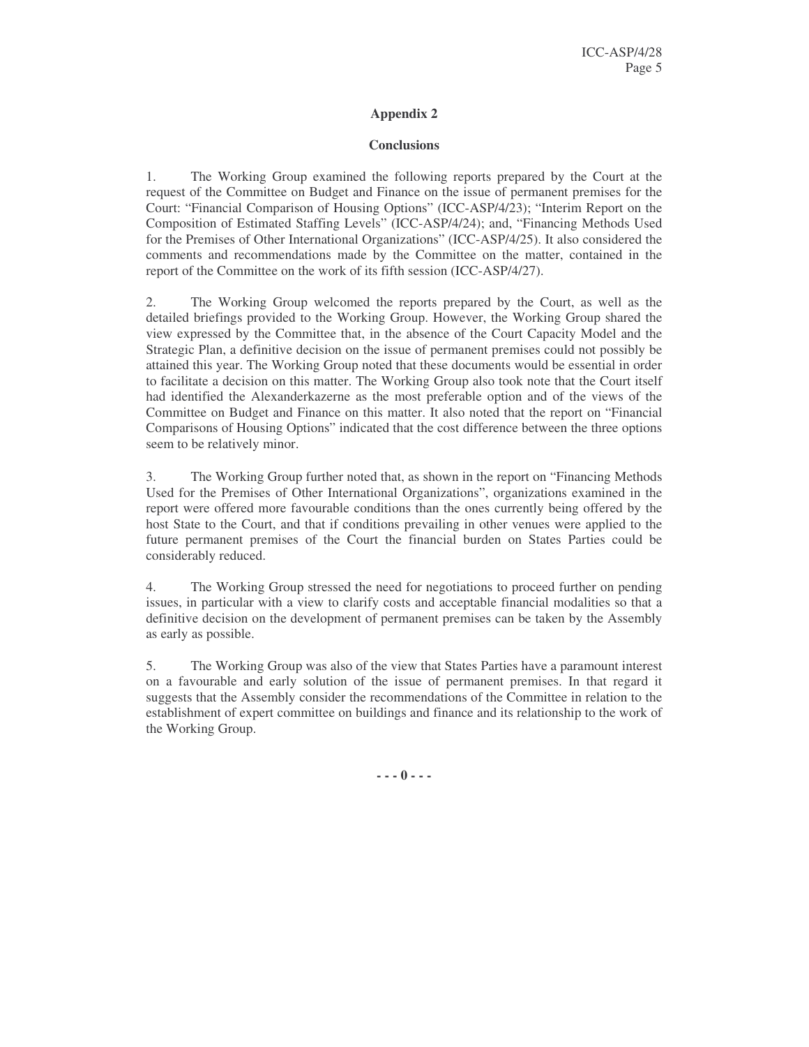## Appendix 2

### Conclusions

1. The Working Group examined the following reports prepared by the Court at the request of the Committee on Budget and Finance on the issue of permanent premises for the Court: "Financial Comparison of Housing Options" (ICC-ASP/4/23); "Interim Report on the Composition of Estimated Staffing Levels" (ICC-ASP/4/24); and, "Financing Methods Used for the Premises of Other International Organizations" (ICC-ASP/4/25). It also considered the comments and recommendations made by the Committee on the matter, contained in the report of the Committee on the work of its fifth session (ICC-ASP/4/27).

2. The Working Group welcomed the reports prepared by the Court, as well as the detailed briefings provided to the Working Group. However, the Working Group shared the view expressed by the Committee that, in the absence of the Court Capacity Model and the Strategic Plan, a definitive decision on the issue of permanent premises could not possibly be attained this year. The Working Group noted that these documents would be essential in order to facilitate a decision on this matter. The Working Group also took note that the Court itself had identified the Alexanderkazerne as the most preferable option and of the views of the Committee on Budget and Finance on this matter. It also noted that the report on "Financial Comparisons of Housing Options" indicated that the cost difference between the three options seem to be relatively minor.

3. The Working Group further noted that, as shown in the report on "Financing Methods Used for the Premises of Other International Organizations", organizations examined in the report were offered more favourable conditions than the ones currently being offered by the host State to the Court, and that if conditions prevailing in other venues were applied to the future permanent premises of the Court the financial burden on States Parties could be considerably reduced.

4. The Working Group stressed the need for negotiations to proceed further on pending issues, in particular with a view to clarify costs and acceptable financial modalities so that a definitive decision on the development of permanent premises can be taken by the Assembly as early as possible.

5. The Working Group was also of the view that States Parties have a paramount interest on a favourable and early solution of the issue of permanent premises. In that regard it suggests that the Assembly consider the recommendations of the Committee in relation to the establishment of expert committee on buildings and finance and its relationship to the work of the Working Group.

**- - - 0 - - -**